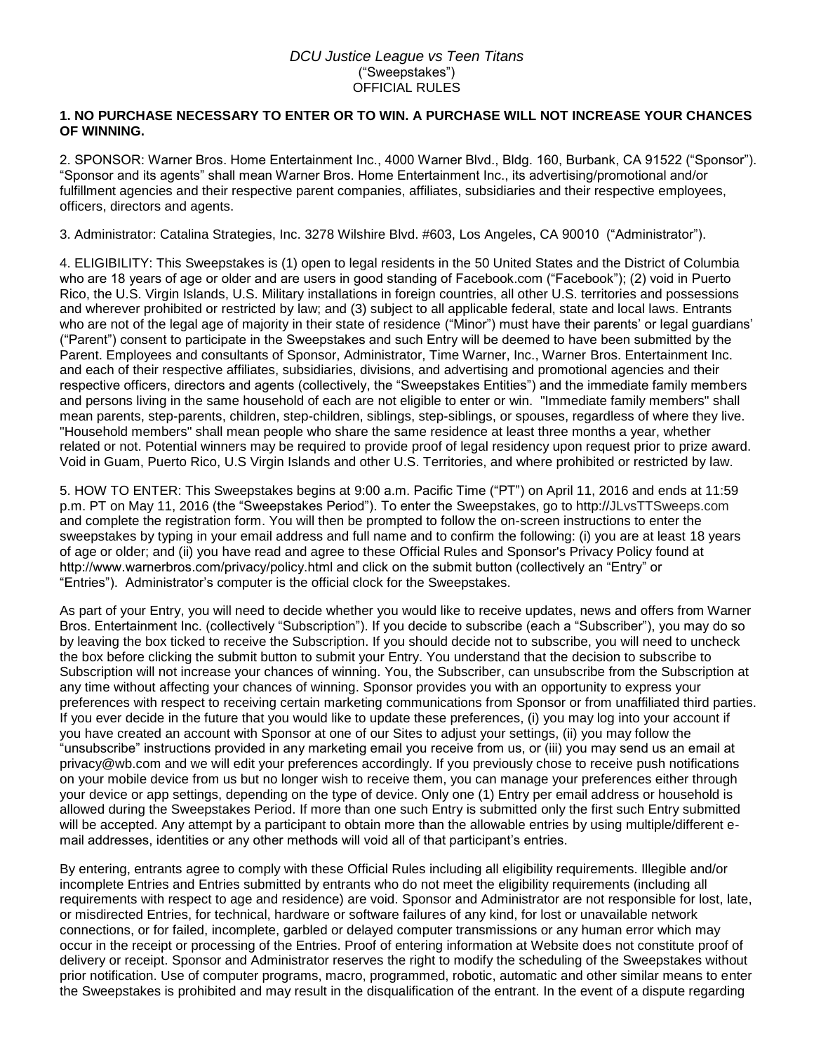*DCU Justice League vs Teen Titans*
("Sweepstakes")
OFFICIAL RULES

**1. NO PURCHASE NECESSARY TO ENTER OR TO WIN. A PURCHASE WILL NOT INCREASE YOUR CHANCES OF WINNING.**

2. SPONSOR: Warner Bros. Home Entertainment Inc., 4000 Warner Blvd., Bldg. 160, Burbank, CA 91522 ("Sponsor"). "Sponsor and its agents" shall mean Warner Bros. Home Entertainment Inc., its advertising/promotional and/or fulfillment agencies and their respective parent companies, affiliates, subsidiaries and their respective employees, officers, directors and agents.

3. Administrator: Catalina Strategies, Inc. 3278 Wilshire Blvd. #603, Los Angeles, CA 90010 ("Administrator").

4. ELIGIBILITY: This Sweepstakes is (1) open to legal residents in the 50 United States and the District of Columbia who are 18 years of age or older and are users in good standing of Facebook.com ("Facebook"); (2) void in Puerto Rico, the U.S. Virgin Islands, U.S. Military installations in foreign countries, all other U.S. territories and possessions and wherever prohibited or restricted by law; and (3) subject to all applicable federal, state and local laws. Entrants who are not of the legal age of majority in their state of residence ("Minor") must have their parents' or legal guardians' ("Parent") consent to participate in the Sweepstakes and such Entry will be deemed to have been submitted by the Parent. Employees and consultants of Sponsor, Administrator, Time Warner, Inc., Warner Bros. Entertainment Inc. and each of their respective affiliates, subsidiaries, divisions, and advertising and promotional agencies and their respective officers, directors and agents (collectively, the "Sweepstakes Entities") and the immediate family members and persons living in the same household of each are not eligible to enter or win. "Immediate family members" shall mean parents, step-parents, children, step-children, siblings, step-siblings, or spouses, regardless of where they live. "Household members" shall mean people who share the same residence at least three months a year, whether related or not. Potential winners may be required to provide proof of legal residency upon request prior to prize award. Void in Guam, Puerto Rico, U.S Virgin Islands and other U.S. Territories, and where prohibited or restricted by law.

5. HOW TO ENTER: This Sweepstakes begins at 9:00 a.m. Pacific Time ("PT") on April 11, 2016 and ends at 11:59 p.m. PT on May 11, 2016 (the "Sweepstakes Period"). To enter the Sweepstakes, go to http://JLvsTTSweeps.com and complete the registration form. You will then be prompted to follow the on-screen instructions to enter the sweepstakes by typing in your email address and full name and to confirm the following: (i) you are at least 18 years of age or older; and (ii) you have read and agree to these Official Rules and Sponsor's Privacy Policy found at http://www.warnerbros.com/privacy/policy.html and click on the submit button (collectively an "Entry" or "Entries"). Administrator's computer is the official clock for the Sweepstakes.

As part of your Entry, you will need to decide whether you would like to receive updates, news and offers from Warner Bros. Entertainment Inc. (collectively "Subscription"). If you decide to subscribe (each a "Subscriber"), you may do so by leaving the box ticked to receive the Subscription. If you should decide not to subscribe, you will need to uncheck the box before clicking the submit button to submit your Entry. You understand that the decision to subscribe to Subscription will not increase your chances of winning. You, the Subscriber, can unsubscribe from the Subscription at any time without affecting your chances of winning. Sponsor provides you with an opportunity to express your preferences with respect to receiving certain marketing communications from Sponsor or from unaffiliated third parties. If you ever decide in the future that you would like to update these preferences, (i) you may log into your account if you have created an account with Sponsor at one of our Sites to adjust your settings, (ii) you may follow the "unsubscribe" instructions provided in any marketing email you receive from us, or (iii) you may send us an email at privacy@wb.com and we will edit your preferences accordingly. If you previously chose to receive push notifications on your mobile device from us but no longer wish to receive them, you can manage your preferences either through your device or app settings, depending on the type of device. Only one (1) Entry per email address or household is allowed during the Sweepstakes Period. If more than one such Entry is submitted only the first such Entry submitted will be accepted. Any attempt by a participant to obtain more than the allowable entries by using multiple/different e-mail addresses, identities or any other methods will void all of that participant's entries.

By entering, entrants agree to comply with these Official Rules including all eligibility requirements. Illegible and/or incomplete Entries and Entries submitted by entrants who do not meet the eligibility requirements (including all requirements with respect to age and residence) are void. Sponsor and Administrator are not responsible for lost, late, or misdirected Entries, for technical, hardware or software failures of any kind, for lost or unavailable network connections, or for failed, incomplete, garbled or delayed computer transmissions or any human error which may occur in the receipt or processing of the Entries. Proof of entering information at Website does not constitute proof of delivery or receipt. Sponsor and Administrator reserves the right to modify the scheduling of the Sweepstakes without prior notification. Use of computer programs, macro, programmed, robotic, automatic and other similar means to enter the Sweepstakes is prohibited and may result in the disqualification of the entrant. In the event of a dispute regarding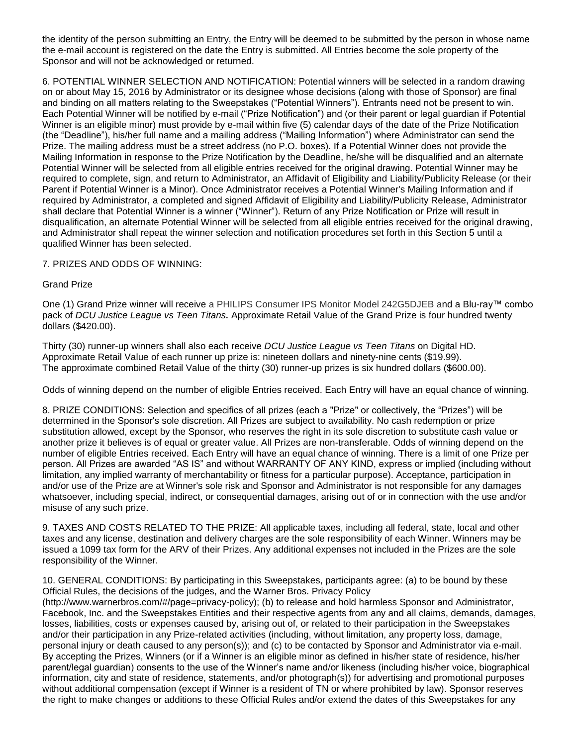the identity of the person submitting an Entry, the Entry will be deemed to be submitted by the person in whose name the e-mail account is registered on the date the Entry is submitted. All Entries become the sole property of the Sponsor and will not be acknowledged or returned.

6. POTENTIAL WINNER SELECTION AND NOTIFICATION: Potential winners will be selected in a random drawing on or about May 15, 2016 by Administrator or its designee whose decisions (along with those of Sponsor) are final and binding on all matters relating to the Sweepstakes ("Potential Winners"). Entrants need not be present to win. Each Potential Winner will be notified by e-mail ("Prize Notification") and (or their parent or legal guardian if Potential Winner is an eligible minor) must provide by e-mail within five (5) calendar days of the date of the Prize Notification (the "Deadline"), his/her full name and a mailing address ("Mailing Information") where Administrator can send the Prize. The mailing address must be a street address (no P.O. boxes). If a Potential Winner does not provide the Mailing Information in response to the Prize Notification by the Deadline, he/she will be disqualified and an alternate Potential Winner will be selected from all eligible entries received for the original drawing. Potential Winner may be required to complete, sign, and return to Administrator, an Affidavit of Eligibility and Liability/Publicity Release (or their Parent if Potential Winner is a Minor). Once Administrator receives a Potential Winner's Mailing Information and if required by Administrator, a completed and signed Affidavit of Eligibility and Liability/Publicity Release, Administrator shall declare that Potential Winner is a winner ("Winner"). Return of any Prize Notification or Prize will result in disqualification, an alternate Potential Winner will be selected from all eligible entries received for the original drawing, and Administrator shall repeat the winner selection and notification procedures set forth in this Section 5 until a qualified Winner has been selected.

7. PRIZES AND ODDS OF WINNING:

Grand Prize

One (1) Grand Prize winner will receive a PHILIPS Consumer IPS Monitor Model 242G5DJEB and a Blu-ray™ combo pack of *DCU Justice League vs Teen Titans.* Approximate Retail Value of the Grand Prize is four hundred twenty dollars ($420.00).

Thirty (30) runner-up winners shall also each receive *DCU Justice League vs Teen Titans* on Digital HD. Approximate Retail Value of each runner up prize is: nineteen dollars and ninety-nine cents ($19.99). The approximate combined Retail Value of the thirty (30) runner-up prizes is six hundred dollars ($600.00).

Odds of winning depend on the number of eligible Entries received. Each Entry will have an equal chance of winning.

8. PRIZE CONDITIONS: Selection and specifics of all prizes (each a "Prize" or collectively, the "Prizes") will be determined in the Sponsor's sole discretion. All Prizes are subject to availability. No cash redemption or prize substitution allowed, except by the Sponsor, who reserves the right in its sole discretion to substitute cash value or another prize it believes is of equal or greater value. All Prizes are non-transferable. Odds of winning depend on the number of eligible Entries received. Each Entry will have an equal chance of winning. There is a limit of one Prize per person. All Prizes are awarded "AS IS" and without WARRANTY OF ANY KIND, express or implied (including without limitation, any implied warranty of merchantability or fitness for a particular purpose). Acceptance, participation in and/or use of the Prize are at Winner's sole risk and Sponsor and Administrator is not responsible for any damages whatsoever, including special, indirect, or consequential damages, arising out of or in connection with the use and/or misuse of any such prize.

9. TAXES AND COSTS RELATED TO THE PRIZE: All applicable taxes, including all federal, state, local and other taxes and any license, destination and delivery charges are the sole responsibility of each Winner. Winners may be issued a 1099 tax form for the ARV of their Prizes. Any additional expenses not included in the Prizes are the sole responsibility of the Winner.

10. GENERAL CONDITIONS: By participating in this Sweepstakes, participants agree: (a) to be bound by these Official Rules, the decisions of the judges, and the Warner Bros. Privacy Policy (http://www.warnerbros.com/#/page=privacy-policy); (b) to release and hold harmless Sponsor and Administrator, Facebook, Inc. and the Sweepstakes Entities and their respective agents from any and all claims, demands, damages, losses, liabilities, costs or expenses caused by, arising out of, or related to their participation in the Sweepstakes and/or their participation in any Prize-related activities (including, without limitation, any property loss, damage, personal injury or death caused to any person(s)); and (c) to be contacted by Sponsor and Administrator via e-mail. By accepting the Prizes, Winners (or if a Winner is an eligible minor as defined in his/her state of residence, his/her parent/legal guardian) consents to the use of the Winner's name and/or likeness (including his/her voice, biographical information, city and state of residence, statements, and/or photograph(s)) for advertising and promotional purposes without additional compensation (except if Winner is a resident of TN or where prohibited by law). Sponsor reserves the right to make changes or additions to these Official Rules and/or extend the dates of this Sweepstakes for any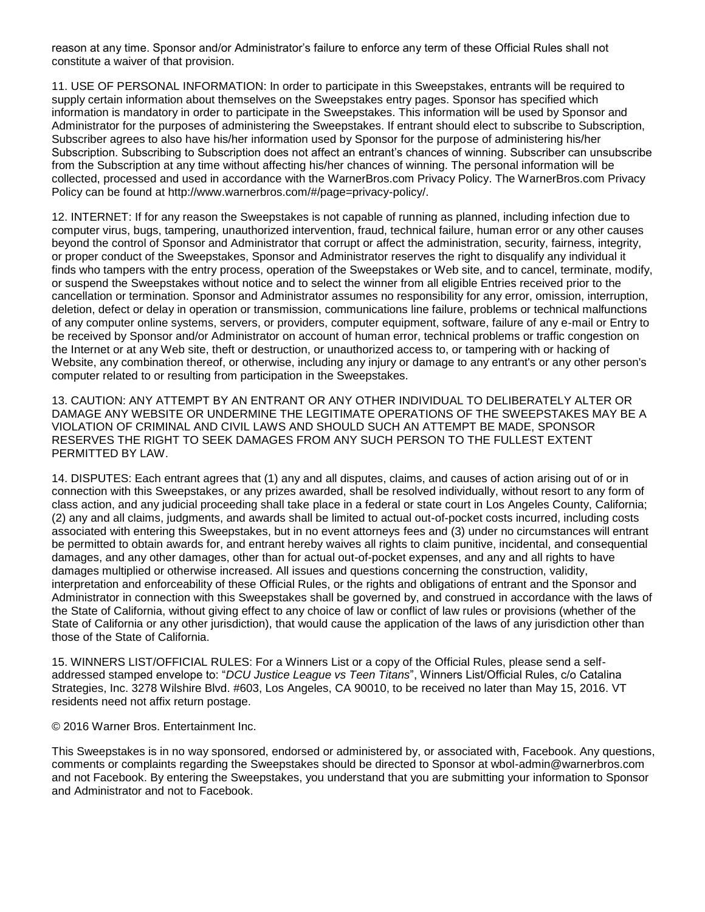reason at any time. Sponsor and/or Administrator's failure to enforce any term of these Official Rules shall not constitute a waiver of that provision.

11. USE OF PERSONAL INFORMATION: In order to participate in this Sweepstakes, entrants will be required to supply certain information about themselves on the Sweepstakes entry pages. Sponsor has specified which information is mandatory in order to participate in the Sweepstakes. This information will be used by Sponsor and Administrator for the purposes of administering the Sweepstakes. If entrant should elect to subscribe to Subscription, Subscriber agrees to also have his/her information used by Sponsor for the purpose of administering his/her Subscription. Subscribing to Subscription does not affect an entrant's chances of winning. Subscriber can unsubscribe from the Subscription at any time without affecting his/her chances of winning. The personal information will be collected, processed and used in accordance with the WarnerBros.com Privacy Policy. The WarnerBros.com Privacy Policy can be found at http://www.warnerbros.com/#/page=privacy-policy/.

12. INTERNET: If for any reason the Sweepstakes is not capable of running as planned, including infection due to computer virus, bugs, tampering, unauthorized intervention, fraud, technical failure, human error or any other causes beyond the control of Sponsor and Administrator that corrupt or affect the administration, security, fairness, integrity, or proper conduct of the Sweepstakes, Sponsor and Administrator reserves the right to disqualify any individual it finds who tampers with the entry process, operation of the Sweepstakes or Web site, and to cancel, terminate, modify, or suspend the Sweepstakes without notice and to select the winner from all eligible Entries received prior to the cancellation or termination. Sponsor and Administrator assumes no responsibility for any error, omission, interruption, deletion, defect or delay in operation or transmission, communications line failure, problems or technical malfunctions of any computer online systems, servers, or providers, computer equipment, software, failure of any e-mail or Entry to be received by Sponsor and/or Administrator on account of human error, technical problems or traffic congestion on the Internet or at any Web site, theft or destruction, or unauthorized access to, or tampering with or hacking of Website, any combination thereof, or otherwise, including any injury or damage to any entrant's or any other person's computer related to or resulting from participation in the Sweepstakes.

13. CAUTION: ANY ATTEMPT BY AN ENTRANT OR ANY OTHER INDIVIDUAL TO DELIBERATELY ALTER OR DAMAGE ANY WEBSITE OR UNDERMINE THE LEGITIMATE OPERATIONS OF THE SWEEPSTAKES MAY BE A VIOLATION OF CRIMINAL AND CIVIL LAWS AND SHOULD SUCH AN ATTEMPT BE MADE, SPONSOR RESERVES THE RIGHT TO SEEK DAMAGES FROM ANY SUCH PERSON TO THE FULLEST EXTENT PERMITTED BY LAW.

14. DISPUTES: Each entrant agrees that (1) any and all disputes, claims, and causes of action arising out of or in connection with this Sweepstakes, or any prizes awarded, shall be resolved individually, without resort to any form of class action, and any judicial proceeding shall take place in a federal or state court in Los Angeles County, California; (2) any and all claims, judgments, and awards shall be limited to actual out-of-pocket costs incurred, including costs associated with entering this Sweepstakes, but in no event attorneys fees and (3) under no circumstances will entrant be permitted to obtain awards for, and entrant hereby waives all rights to claim punitive, incidental, and consequential damages, and any other damages, other than for actual out-of-pocket expenses, and any and all rights to have damages multiplied or otherwise increased. All issues and questions concerning the construction, validity, interpretation and enforceability of these Official Rules, or the rights and obligations of entrant and the Sponsor and Administrator in connection with this Sweepstakes shall be governed by, and construed in accordance with the laws of the State of California, without giving effect to any choice of law or conflict of law rules or provisions (whether of the State of California or any other jurisdiction), that would cause the application of the laws of any jurisdiction other than those of the State of California.

15. WINNERS LIST/OFFICIAL RULES: For a Winners List or a copy of the Official Rules, please send a self-addressed stamped envelope to: "*DCU Justice League vs Teen Titans*", Winners List/Official Rules, c/o Catalina Strategies, Inc. 3278 Wilshire Blvd. #603, Los Angeles, CA 90010, to be received no later than May 15, 2016. VT residents need not affix return postage.

© 2016 Warner Bros. Entertainment Inc.

This Sweepstakes is in no way sponsored, endorsed or administered by, or associated with, Facebook. Any questions, comments or complaints regarding the Sweepstakes should be directed to Sponsor at wbol-admin@warnerbros.com and not Facebook. By entering the Sweepstakes, you understand that you are submitting your information to Sponsor and Administrator and not to Facebook.